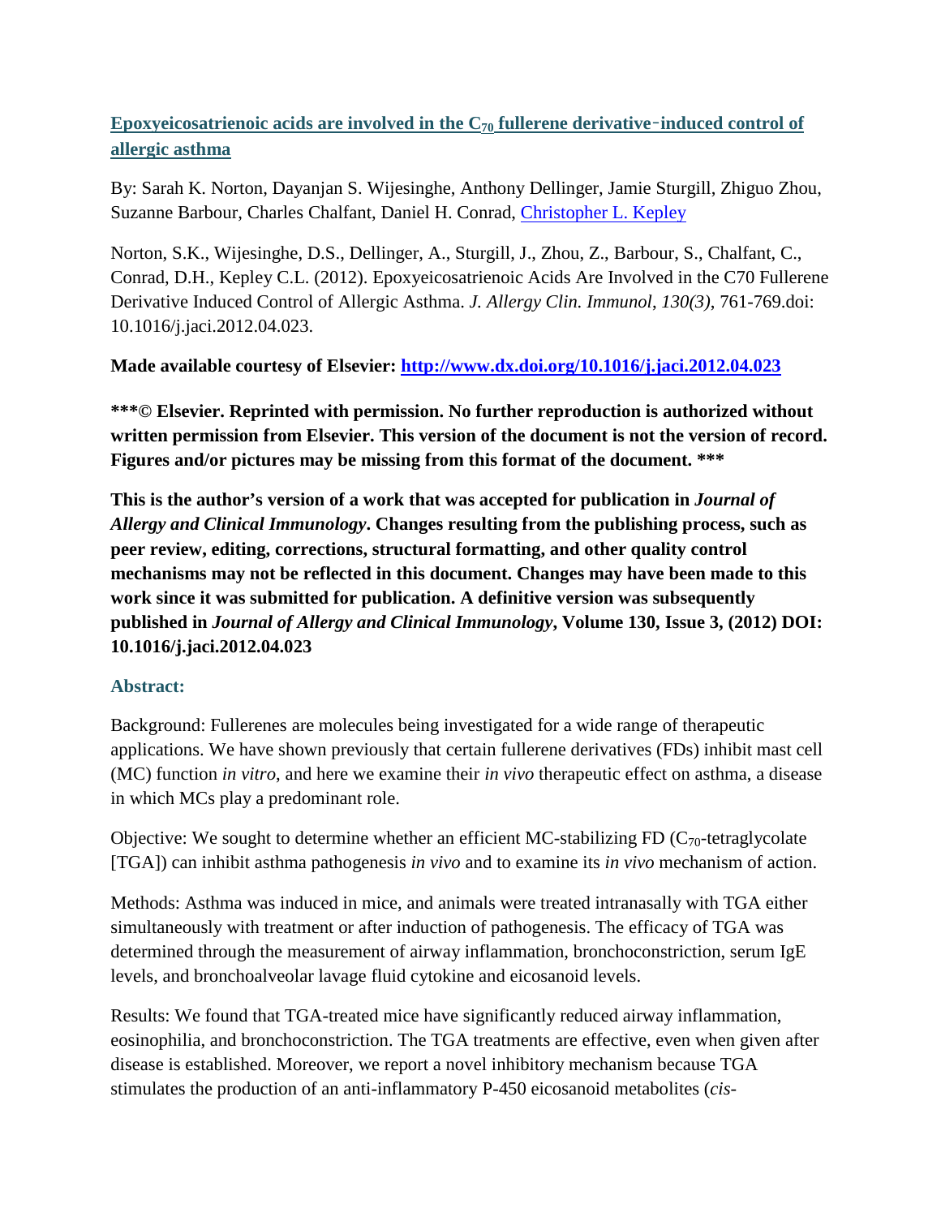## Epoxyeicosatrienoic acids are involved in the $C_{70}$ fullerene derivative-induced control of allergic asthma

By: Sarah K. Norton, Dayanjan S. Wijesinghe, Anthony Dellinger, Jamie Sturgill, Zhiguo Zhou, Suzanne Barbour, Charles Chalfant, Daniel H. Conrad, Christopher L. Kepley

Norton, S.K., Wijesinghe, D.S., Dellinger, A., Sturgill, J., Zhou, Z., Barbour, S., Chalfant, C., Conrad, D.H., Kepley C.L. (2012). Epoxyeicosatrienoic Acids Are Involved in the C70 Fullerene Derivative Induced Control of Allergic Asthma. *J. Allergy Clin. Immunol*, *130(3)*, 761-769.doi: 10.1016/j.jaci.2012.04.023.

**Made available courtesy of Elsevier: http://www.dx.doi.org/10.1016/j.jaci.2012.04.023**

**\*\*\*© Elsevier. Reprinted with permission. No further reproduction is authorized without written permission from Elsevier. This version of the document is not the version of record. Figures and/or pictures may be missing from this format of the document. \*\*\***

**This is the author's version of a work that was accepted for publication in *Journal of Allergy and Clinical Immunology*. Changes resulting from the publishing process, such as peer review, editing, corrections, structural formatting, and other quality control mechanisms may not be reflected in this document. Changes may have been made to this work since it was submitted for publication. A definitive version was subsequently published in *Journal of Allergy and Clinical Immunology*, Volume 130, Issue 3, (2012) DOI: 10.1016/j.jaci.2012.04.023**

### Abstract:

Background: Fullerenes are molecules being investigated for a wide range of therapeutic applications. We have shown previously that certain fullerene derivatives (FDs) inhibit mast cell (MC) function *in vitro*, and here we examine their *in vivo* therapeutic effect on asthma, a disease in which MCs play a predominant role.

Objective: We sought to determine whether an efficient MC-stabilizing FD ($C_{70}$-tetraglycolate [TGA]) can inhibit asthma pathogenesis *in vivo* and to examine its *in vivo* mechanism of action.

Methods: Asthma was induced in mice, and animals were treated intranasally with TGA either simultaneously with treatment or after induction of pathogenesis. The efficacy of TGA was determined through the measurement of airway inflammation, bronchoconstriction, serum IgE levels, and bronchoalveolar lavage fluid cytokine and eicosanoid levels.

Results: We found that TGA-treated mice have significantly reduced airway inflammation, eosinophilia, and bronchoconstriction. The TGA treatments are effective, even when given after disease is established. Moreover, we report a novel inhibitory mechanism because TGA stimulates the production of an anti-inflammatory P-450 eicosanoid metabolites (*cis-*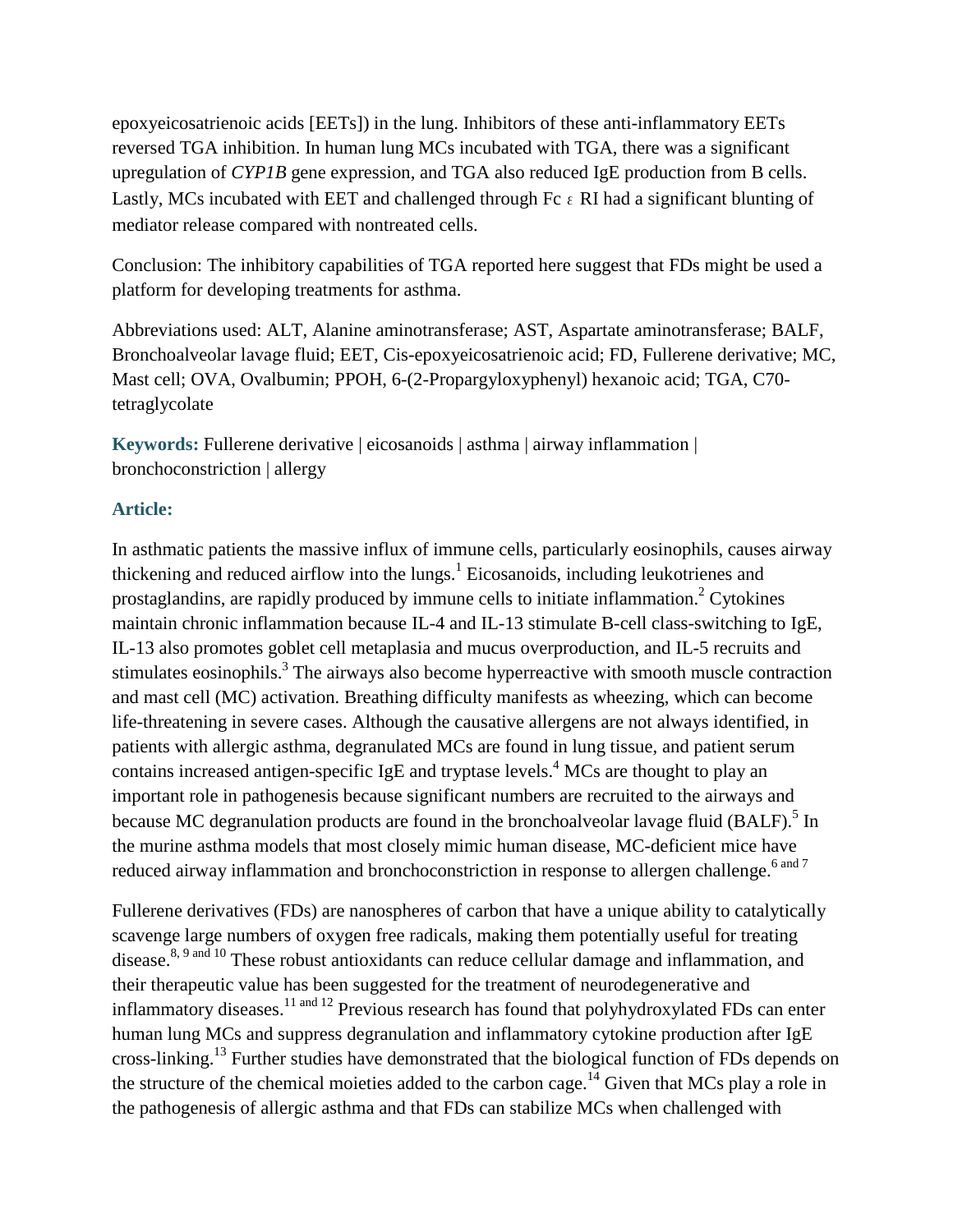epoxyeicosatrienoic acids [EETs]) in the lung. Inhibitors of these anti-inflammatory EETs reversed TGA inhibition. In human lung MCs incubated with TGA, there was a significant upregulation of *CYP1B* gene expression, and TGA also reduced IgE production from B cells. Lastly, MCs incubated with EET and challenged through Fc ε RI had a significant blunting of mediator release compared with nontreated cells.

Conclusion: The inhibitory capabilities of TGA reported here suggest that FDs might be used a platform for developing treatments for asthma.

Abbreviations used: ALT, Alanine aminotransferase; AST, Aspartate aminotransferase; BALF, Bronchoalveolar lavage fluid; EET, Cis-epoxyeicosatrienoic acid; FD, Fullerene derivative; MC, Mast cell; OVA, Ovalbumin; PPOH, 6-(2-Propargyloxyphenyl) hexanoic acid; TGA, C70-tetraglycolate

**Keywords:** Fullerene derivative | eicosanoids | asthma | airway inflammation | bronchoconstriction | allergy

## Article:

In asthmatic patients the massive influx of immune cells, particularly eosinophils, causes airway thickening and reduced airflow into the lungs.[1] Eicosanoids, including leukotrienes and prostaglandins, are rapidly produced by immune cells to initiate inflammation.[2] Cytokines maintain chronic inflammation because IL-4 and IL-13 stimulate B-cell class-switching to IgE, IL-13 also promotes goblet cell metaplasia and mucus overproduction, and IL-5 recruits and stimulates eosinophils.[3] The airways also become hyperreactive with smooth muscle contraction and mast cell (MC) activation. Breathing difficulty manifests as wheezing, which can become life-threatening in severe cases. Although the causative allergens are not always identified, in patients with allergic asthma, degranulated MCs are found in lung tissue, and patient serum contains increased antigen-specific IgE and tryptase levels.[4] MCs are thought to play an important role in pathogenesis because significant numbers are recruited to the airways and because MC degranulation products are found in the bronchoalveolar lavage fluid (BALF).[5] In the murine asthma models that most closely mimic human disease, MC-deficient mice have reduced airway inflammation and bronchoconstriction in response to allergen challenge.[6 and 7]

Fullerene derivatives (FDs) are nanospheres of carbon that have a unique ability to catalytically scavenge large numbers of oxygen free radicals, making them potentially useful for treating disease.[8, 9 and 10] These robust antioxidants can reduce cellular damage and inflammation, and their therapeutic value has been suggested for the treatment of neurodegenerative and inflammatory diseases.[11 and 12] Previous research has found that polyhydroxylated FDs can enter human lung MCs and suppress degranulation and inflammatory cytokine production after IgE cross-linking.[13] Further studies have demonstrated that the biological function of FDs depends on the structure of the chemical moieties added to the carbon cage.[14] Given that MCs play a role in the pathogenesis of allergic asthma and that FDs can stabilize MCs when challenged with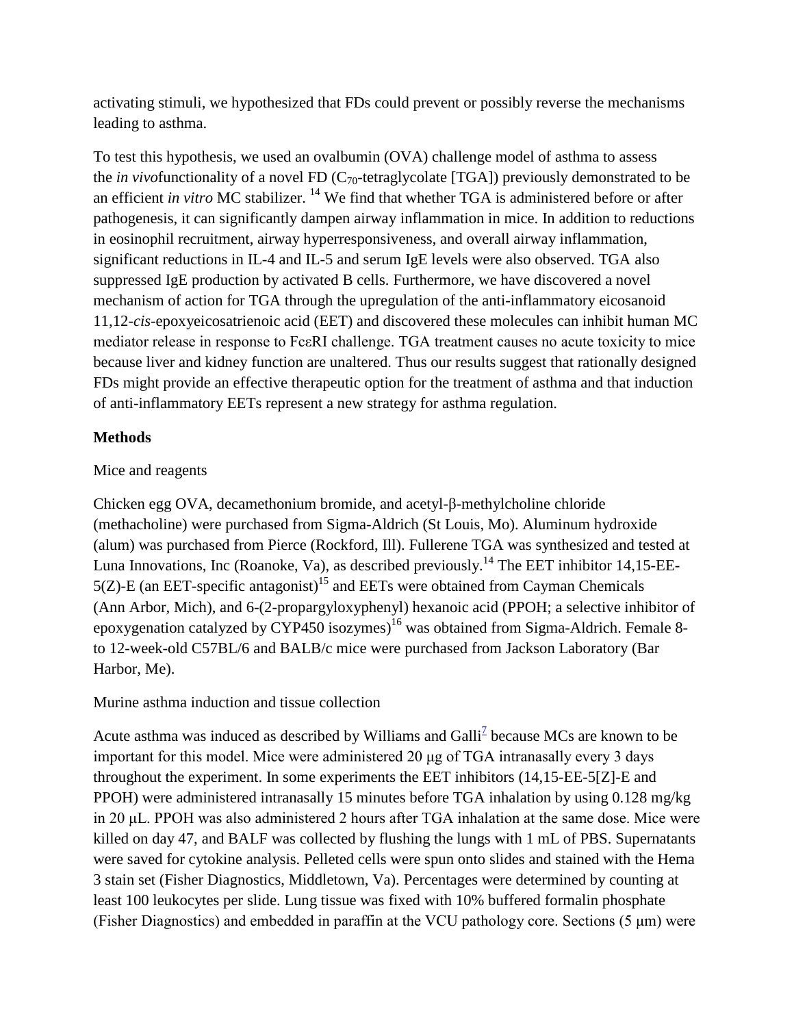activating stimuli, we hypothesized that FDs could prevent or possibly reverse the mechanisms leading to asthma.

To test this hypothesis, we used an ovalbumin (OVA) challenge model of asthma to assess the *in vivo*functionality of a novel FD ($C_{70}$-tetraglycolate [TGA]) previously demonstrated to be an efficient *in vitro* MC stabilizer. [14] We find that whether TGA is administered before or after pathogenesis, it can significantly dampen airway inflammation in mice. In addition to reductions in eosinophil recruitment, airway hyperresponsiveness, and overall airway inflammation, significant reductions in IL-4 and IL-5 and serum IgE levels were also observed. TGA also suppressed IgE production by activated B cells. Furthermore, we have discovered a novel mechanism of action for TGA through the upregulation of the anti-inflammatory eicosanoid 11,12-*cis*-epoxyeicosatrienoic acid (EET) and discovered these molecules can inhibit human MC mediator release in response to FcεRI challenge. TGA treatment causes no acute toxicity to mice because liver and kidney function are unaltered. Thus our results suggest that rationally designed FDs might provide an effective therapeutic option for the treatment of asthma and that induction of anti-inflammatory EETs represent a new strategy for asthma regulation.

## Methods

### Mice and reagents

Chicken egg OVA, decamethonium bromide, and acetyl-β-methylcholine chloride (methacholine) were purchased from Sigma-Aldrich (St Louis, Mo). Aluminum hydroxide (alum) was purchased from Pierce (Rockford, Ill). Fullerene TGA was synthesized and tested at Luna Innovations, Inc (Roanoke, Va), as described previously.[14] The EET inhibitor 14,15-EE-5(Z)-E (an EET-specific antagonist)[15] and EETs were obtained from Cayman Chemicals (Ann Arbor, Mich), and 6-(2-propargyloxyphenyl) hexanoic acid (PPOH; a selective inhibitor of epoxygenation catalyzed by CYP450 isozymes)[16] was obtained from Sigma-Aldrich. Female 8- to 12-week-old C57BL/6 and BALB/c mice were purchased from Jackson Laboratory (Bar Harbor, Me).

### Murine asthma induction and tissue collection

Acute asthma was induced as described by Williams and Galli[7] because MCs are known to be important for this model. Mice were administered 20 μg of TGA intranasally every 3 days throughout the experiment. In some experiments the EET inhibitors (14,15-EE-5[Z]-E and PPOH) were administered intranasally 15 minutes before TGA inhalation by using 0.128 mg/kg in 20 μL. PPOH was also administered 2 hours after TGA inhalation at the same dose. Mice were killed on day 47, and BALF was collected by flushing the lungs with 1 mL of PBS. Supernatants were saved for cytokine analysis. Pelleted cells were spun onto slides and stained with the Hema 3 stain set (Fisher Diagnostics, Middletown, Va). Percentages were determined by counting at least 100 leukocytes per slide. Lung tissue was fixed with 10% buffered formalin phosphate (Fisher Diagnostics) and embedded in paraffin at the VCU pathology core. Sections (5 μm) were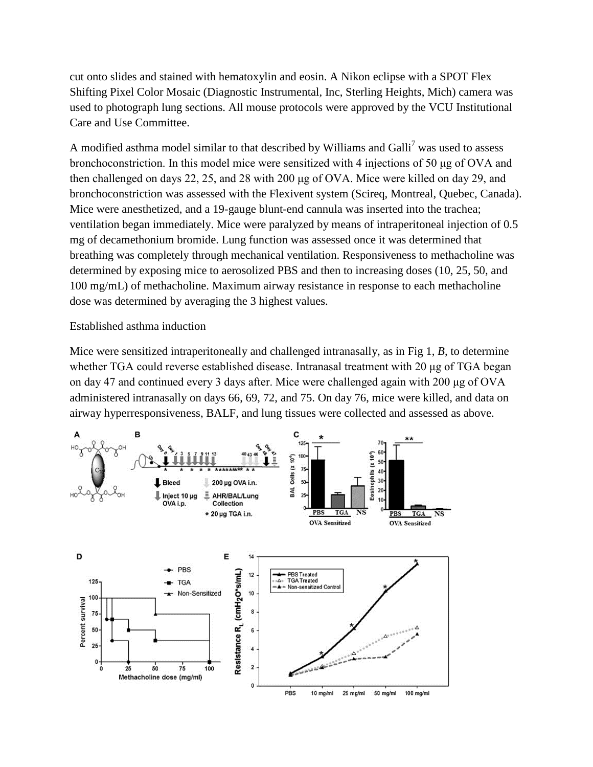cut onto slides and stained with hematoxylin and eosin. A Nikon eclipse with a SPOT Flex Shifting Pixel Color Mosaic (Diagnostic Instrumental, Inc, Sterling Heights, Mich) camera was used to photograph lung sections. All mouse protocols were approved by the VCU Institutional Care and Use Committee.

A modified asthma model similar to that described by Williams and Galli[7] was used to assess bronchoconstriction. In this model mice were sensitized with 4 injections of 50 μg of OVA and then challenged on days 22, 25, and 28 with 200 μg of OVA. Mice were killed on day 29, and bronchoconstriction was assessed with the Flexivent system (Scireq, Montreal, Quebec, Canada). Mice were anesthetized, and a 19-gauge blunt-end cannula was inserted into the trachea; ventilation began immediately. Mice were paralyzed by means of intraperitoneal injection of 0.5 mg of decamethonium bromide. Lung function was assessed once it was determined that breathing was completely through mechanical ventilation. Responsiveness to methacholine was determined by exposing mice to aerosolized PBS and then to increasing doses (10, 25, 50, and 100 mg/mL) of methacholine. Maximum airway resistance in response to each methacholine dose was determined by averaging the 3 highest values.

Established asthma induction

Mice were sensitized intraperitoneally and challenged intranasally, as in Fig 1, *B*, to determine whether TGA could reverse established disease. Intranasal treatment with 20 μg of TGA began on day 47 and continued every 3 days after. Mice were challenged again with 200 μg of OVA administered intranasally on days 66, 69, 72, and 75. On day 76, mice were killed, and data on airway hyperresponsiveness, BALF, and lung tissues were collected and assessed as above.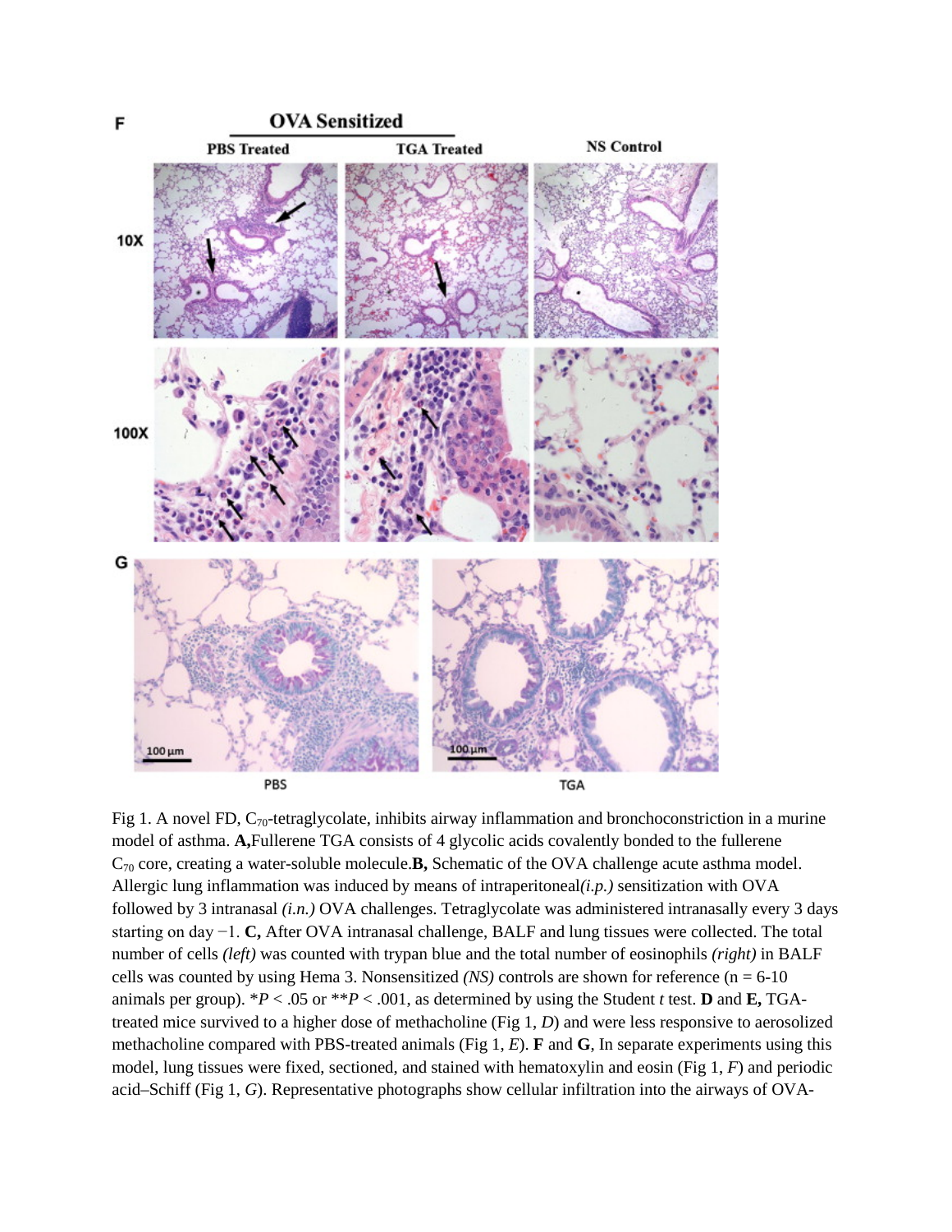Fig 1. A novel FD, $C_{70}$-tetraglycolate, inhibits airway inflammation and bronchoconstriction in a murine model of asthma. **A,** Fullerene TGA consists of 4 glycolic acids covalently bonded to the fullerene $C_{70}$ core, creating a water-soluble molecule. **B,** Schematic of the OVA challenge acute asthma model. Allergic lung inflammation was induced by means of intraperitoneal *(i.p.)* sensitization with OVA followed by 3 intranasal *(i.n.)* OVA challenges. Tetraglycolate was administered intranasally every 3 days starting on day −1. **C,** After OVA intranasal challenge, BALF and lung tissues were collected. The total number of cells *(left)* was counted with trypan blue and the total number of eosinophils *(right)* in BALF cells was counted by using Hema 3. Nonsensitized *(NS)* controls are shown for reference (n = 6-10 animals per group). $^*P < .05$ or $^{**}P < .001$, as determined by using the Student *t* test. **D** and **E,** TGA-treated mice survived to a higher dose of methacholine (Fig 1, *D*) and were less responsive to aerosolized methacholine compared with PBS-treated animals (Fig 1, *E*). **F** and **G**, In separate experiments using this model, lung tissues were fixed, sectioned, and stained with hematoxylin and eosin (Fig 1, *F*) and periodic acid–Schiff (Fig 1, *G*). Representative photographs show cellular infiltration into the airways of OVA-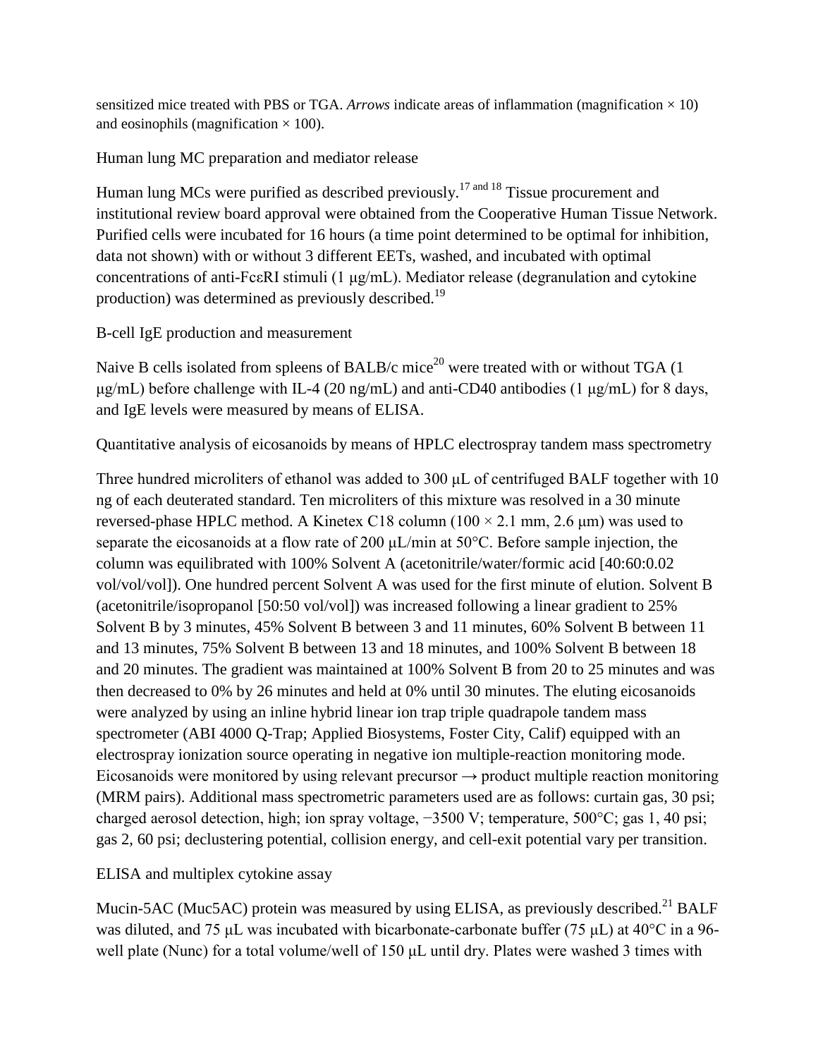sensitized mice treated with PBS or TGA. *Arrows* indicate areas of inflammation (magnification × 10) and eosinophils (magnification × 100).

### Human lung MC preparation and mediator release

Human lung MCs were purified as described previously.[17 and 18] Tissue procurement and institutional review board approval were obtained from the Cooperative Human Tissue Network. Purified cells were incubated for 16 hours (a time point determined to be optimal for inhibition, data not shown) with or without 3 different EETs, washed, and incubated with optimal concentrations of anti-FcεRI stimuli (1 μg/mL). Mediator release (degranulation and cytokine production) was determined as previously described.[19]

### B-cell IgE production and measurement

Naive B cells isolated from spleens of BALB/c mice[20] were treated with or without TGA (1 μg/mL) before challenge with IL-4 (20 ng/mL) and anti-CD40 antibodies (1 μg/mL) for 8 days, and IgE levels were measured by means of ELISA.

### Quantitative analysis of eicosanoids by means of HPLC electrospray tandem mass spectrometry

Three hundred microliters of ethanol was added to 300 μL of centrifuged BALF together with 10 ng of each deuterated standard. Ten microliters of this mixture was resolved in a 30 minute reversed-phase HPLC method. A Kinetex C18 column (100 × 2.1 mm, 2.6 μm) was used to separate the eicosanoids at a flow rate of 200 μL/min at 50°C. Before sample injection, the column was equilibrated with 100% Solvent A (acetonitrile/water/formic acid [40:60:0.02 vol/vol/vol]). One hundred percent Solvent A was used for the first minute of elution. Solvent B (acetonitrile/isopropanol [50:50 vol/vol]) was increased following a linear gradient to 25% Solvent B by 3 minutes, 45% Solvent B between 3 and 11 minutes, 60% Solvent B between 11 and 13 minutes, 75% Solvent B between 13 and 18 minutes, and 100% Solvent B between 18 and 20 minutes. The gradient was maintained at 100% Solvent B from 20 to 25 minutes and was then decreased to 0% by 26 minutes and held at 0% until 30 minutes. The eluting eicosanoids were analyzed by using an inline hybrid linear ion trap triple quadrapole tandem mass spectrometer (ABI 4000 Q-Trap; Applied Biosystems, Foster City, Calif) equipped with an electrospray ionization source operating in negative ion multiple-reaction monitoring mode. Eicosanoids were monitored by using relevant precursor → product multiple reaction monitoring (MRM pairs). Additional mass spectrometric parameters used are as follows: curtain gas, 30 psi; charged aerosol detection, high; ion spray voltage, −3500 V; temperature, 500°C; gas 1, 40 psi; gas 2, 60 psi; declustering potential, collision energy, and cell-exit potential vary per transition.

### ELISA and multiplex cytokine assay

Mucin-5AC (Muc5AC) protein was measured by using ELISA, as previously described.[21] BALF was diluted, and 75 μL was incubated with bicarbonate-carbonate buffer (75 μL) at 40°C in a 96-well plate (Nunc) for a total volume/well of 150 μL until dry. Plates were washed 3 times with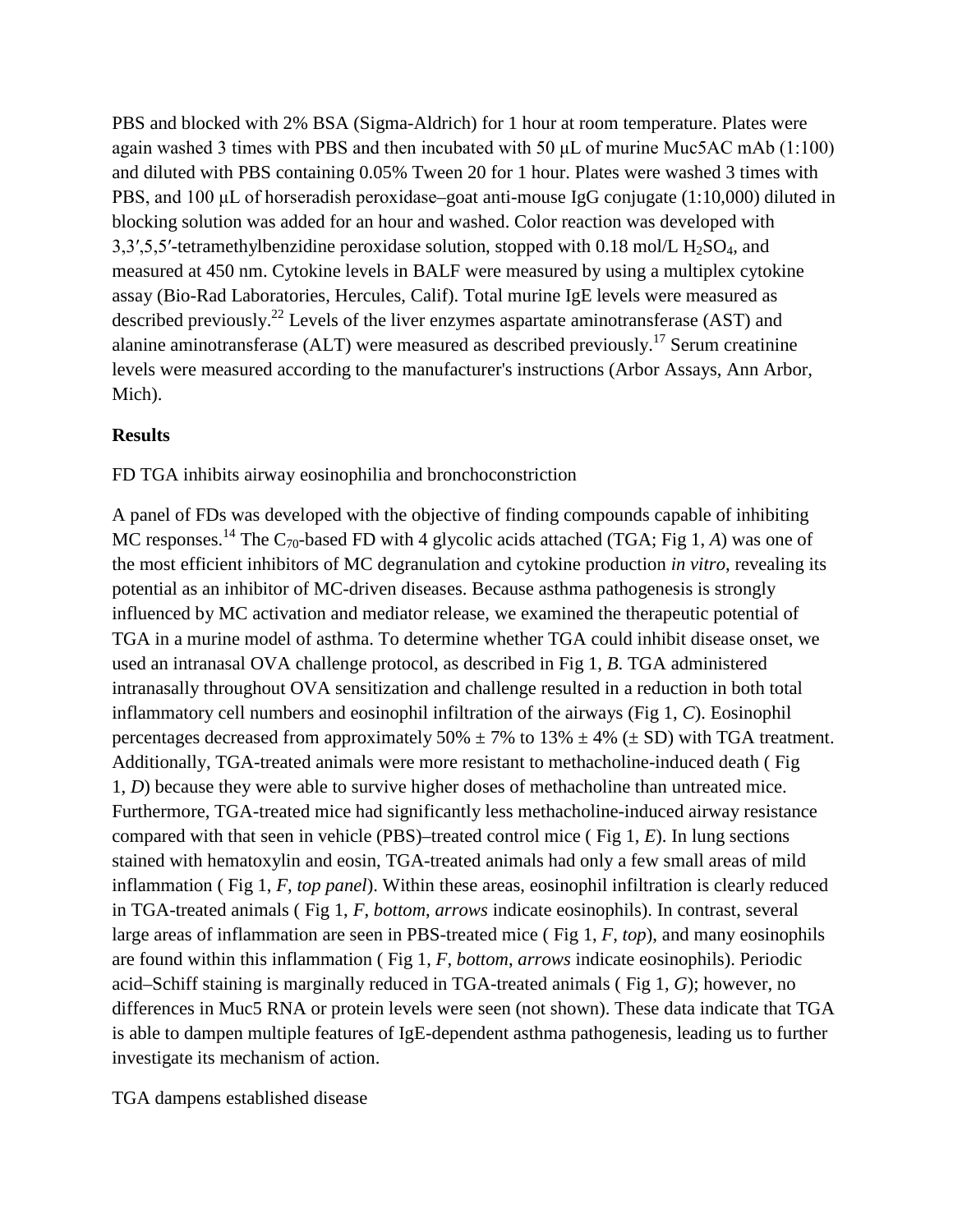PBS and blocked with 2% BSA (Sigma-Aldrich) for 1 hour at room temperature. Plates were again washed 3 times with PBS and then incubated with 50 μL of murine Muc5AC mAb (1:100) and diluted with PBS containing 0.05% Tween 20 for 1 hour. Plates were washed 3 times with PBS, and 100 μL of horseradish peroxidase–goat anti-mouse IgG conjugate (1:10,000) diluted in blocking solution was added for an hour and washed. Color reaction was developed with 3,3′,5,5′-tetramethylbenzidine peroxidase solution, stopped with 0.18 mol/L $H_2SO_4$, and measured at 450 nm. Cytokine levels in BALF were measured by using a multiplex cytokine assay (Bio-Rad Laboratories, Hercules, Calif). Total murine IgE levels were measured as described previously.[22] Levels of the liver enzymes aspartate aminotransferase (AST) and alanine aminotransferase (ALT) were measured as described previously.[17] Serum creatinine levels were measured according to the manufacturer's instructions (Arbor Assays, Ann Arbor, Mich).

## Results

### FD TGA inhibits airway eosinophilia and bronchoconstriction

A panel of FDs was developed with the objective of finding compounds capable of inhibiting MC responses.[14] The $C_{70}$-based FD with 4 glycolic acids attached (TGA; Fig 1, *A*) was one of the most efficient inhibitors of MC degranulation and cytokine production *in vitro*, revealing its potential as an inhibitor of MC-driven diseases. Because asthma pathogenesis is strongly influenced by MC activation and mediator release, we examined the therapeutic potential of TGA in a murine model of asthma. To determine whether TGA could inhibit disease onset, we used an intranasal OVA challenge protocol, as described in Fig 1, *B.* TGA administered intranasally throughout OVA sensitization and challenge resulted in a reduction in both total inflammatory cell numbers and eosinophil infiltration of the airways (Fig 1, *C*). Eosinophil percentages decreased from approximately 50% ± 7% to 13% ± 4% (± SD) with TGA treatment. Additionally, TGA-treated animals were more resistant to methacholine-induced death ( Fig 1, *D*) because they were able to survive higher doses of methacholine than untreated mice. Furthermore, TGA-treated mice had significantly less methacholine-induced airway resistance compared with that seen in vehicle (PBS)–treated control mice ( Fig 1, *E*). In lung sections stained with hematoxylin and eosin, TGA-treated animals had only a few small areas of mild inflammation ( Fig 1, *F*, *top panel*). Within these areas, eosinophil infiltration is clearly reduced in TGA-treated animals ( Fig 1, *F*, *bottom*, *arrows* indicate eosinophils). In contrast, several large areas of inflammation are seen in PBS-treated mice ( Fig 1, *F*, *top*), and many eosinophils are found within this inflammation ( Fig 1, *F*, *bottom*, *arrows* indicate eosinophils). Periodic acid–Schiff staining is marginally reduced in TGA-treated animals ( Fig 1, *G*); however, no differences in Muc5 RNA or protein levels were seen (not shown). These data indicate that TGA is able to dampen multiple features of IgE-dependent asthma pathogenesis, leading us to further investigate its mechanism of action.

### TGA dampens established disease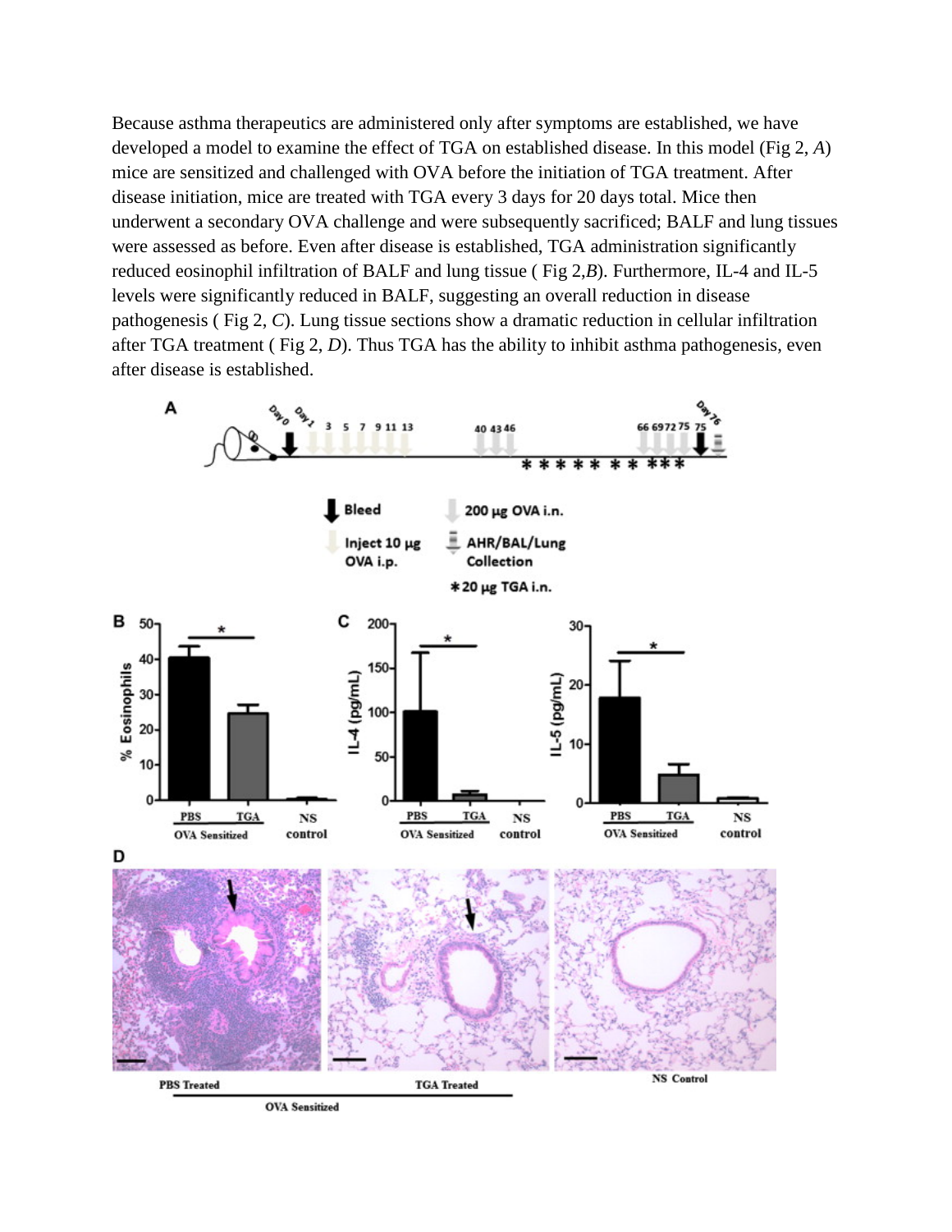Because asthma therapeutics are administered only after symptoms are established, we have developed a model to examine the effect of TGA on established disease. In this model (Fig 2, *A*) mice are sensitized and challenged with OVA before the initiation of TGA treatment. After disease initiation, mice are treated with TGA every 3 days for 20 days total. Mice then underwent a secondary OVA challenge and were subsequently sacrificed; BALF and lung tissues were assessed as before. Even after disease is established, TGA administration significantly reduced eosinophil infiltration of BALF and lung tissue ( Fig 2,*B*). Furthermore, IL-4 and IL-5 levels were significantly reduced in BALF, suggesting an overall reduction in disease pathogenesis ( Fig 2, *C*). Lung tissue sections show a dramatic reduction in cellular infiltration after TGA treatment ( Fig 2, *D*). Thus TGA has the ability to inhibit asthma pathogenesis, even after disease is established.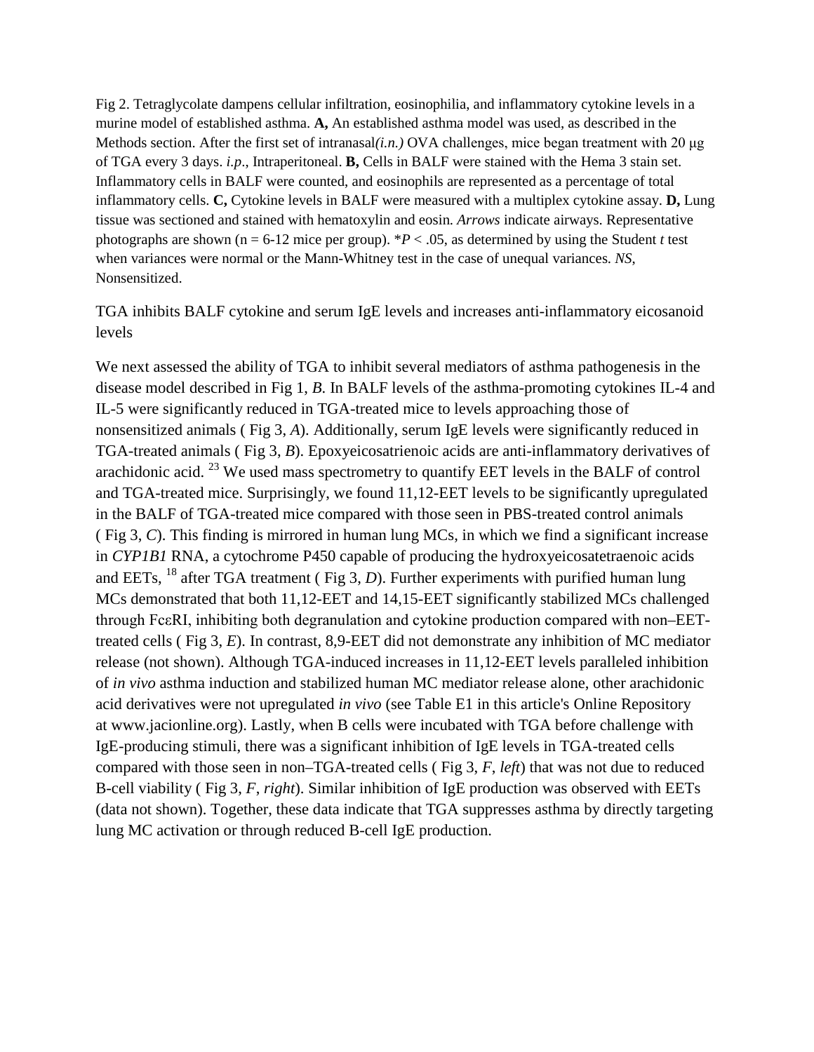Fig 2. Tetraglycolate dampens cellular infiltration, eosinophilia, and inflammatory cytokine levels in a murine model of established asthma. **A,** An established asthma model was used, as described in the Methods section. After the first set of intranasal*(i.n.)* OVA challenges, mice began treatment with 20 μg of TGA every 3 days. *i.p*., Intraperitoneal. **B,** Cells in BALF were stained with the Hema 3 stain set. Inflammatory cells in BALF were counted, and eosinophils are represented as a percentage of total inflammatory cells. **C,** Cytokine levels in BALF were measured with a multiplex cytokine assay. **D,** Lung tissue was sectioned and stained with hematoxylin and eosin. *Arrows* indicate airways. Representative photographs are shown (n = 6-12 mice per group). *$P < .05$, as determined by using the Student *t* test when variances were normal or the Mann-Whitney test in the case of unequal variances. *NS*, Nonsensitized.

## TGA inhibits BALF cytokine and serum IgE levels and increases anti-inflammatory eicosanoid levels

We next assessed the ability of TGA to inhibit several mediators of asthma pathogenesis in the disease model described in Fig 1, *B*. In BALF levels of the asthma-promoting cytokines IL-4 and IL-5 were significantly reduced in TGA-treated mice to levels approaching those of nonsensitized animals ( Fig 3, *A*). Additionally, serum IgE levels were significantly reduced in TGA-treated animals ( Fig 3, *B*). Epoxyeicosatrienoic acids are anti-inflammatory derivatives of arachidonic acid. [23] We used mass spectrometry to quantify EET levels in the BALF of control and TGA-treated mice. Surprisingly, we found 11,12-EET levels to be significantly upregulated in the BALF of TGA-treated mice compared with those seen in PBS-treated control animals ( Fig 3, *C*). This finding is mirrored in human lung MCs, in which we find a significant increase in *CYP1B1* RNA, a cytochrome P450 capable of producing the hydroxyeicosatetraenoic acids and EETs, [18] after TGA treatment ( Fig 3, *D*). Further experiments with purified human lung MCs demonstrated that both 11,12-EET and 14,15-EET significantly stabilized MCs challenged through FcεRI, inhibiting both degranulation and cytokine production compared with non–EET-treated cells ( Fig 3, *E*). In contrast, 8,9-EET did not demonstrate any inhibition of MC mediator release (not shown). Although TGA-induced increases in 11,12-EET levels paralleled inhibition of *in vivo* asthma induction and stabilized human MC mediator release alone, other arachidonic acid derivatives were not upregulated *in vivo* (see Table E1 in this article's Online Repository at www.jacionline.org). Lastly, when B cells were incubated with TGA before challenge with IgE-producing stimuli, there was a significant inhibition of IgE levels in TGA-treated cells compared with those seen in non–TGA-treated cells ( Fig 3, *F*, *left*) that was not due to reduced B-cell viability ( Fig 3, *F*, *right*). Similar inhibition of IgE production was observed with EETs (data not shown). Together, these data indicate that TGA suppresses asthma by directly targeting lung MC activation or through reduced B-cell IgE production.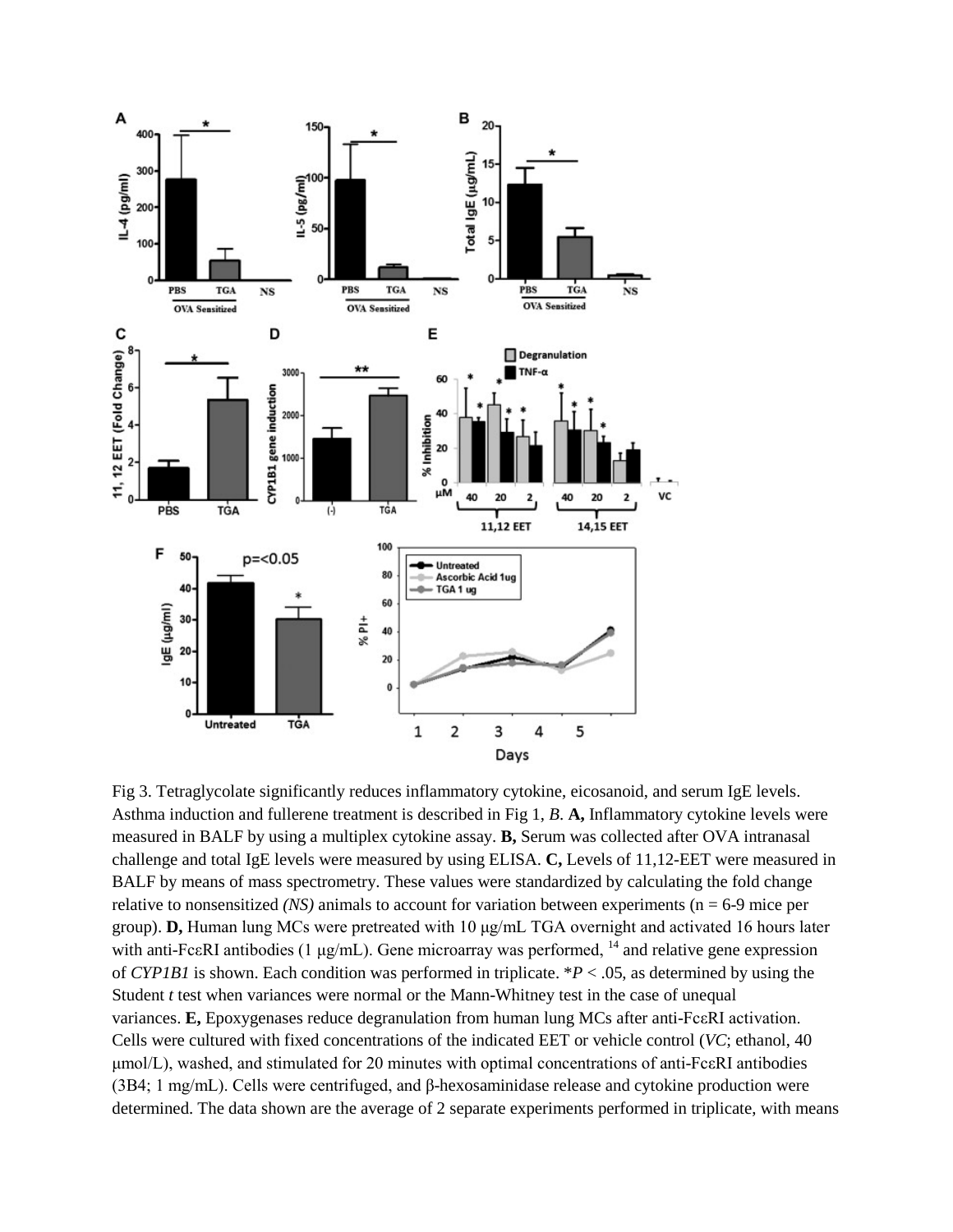Fig 3. Tetraglycolate significantly reduces inflammatory cytokine, eicosanoid, and serum IgE levels. Asthma induction and fullerene treatment is described in Fig 1, *B*. **A,** Inflammatory cytokine levels were measured in BALF by using a multiplex cytokine assay. **B,** Serum was collected after OVA intranasal challenge and total IgE levels were measured by using ELISA. **C,** Levels of 11,12-EET were measured in BALF by means of mass spectrometry. These values were standardized by calculating the fold change relative to nonsensitized *(NS)* animals to account for variation between experiments (n = 6-9 mice per group). **D,** Human lung MCs were pretreated with 10 μg/mL TGA overnight and activated 16 hours later with anti-FcεRI antibodies (1 μg/mL). Gene microarray was performed, [14] and relative gene expression of *CYP1B1* is shown. Each condition was performed in triplicate. $*P < .05$, as determined by using the Student *t* test when variances were normal or the Mann-Whitney test in the case of unequal variances. **E,** Epoxygenases reduce degranulation from human lung MCs after anti-FcεRI activation. Cells were cultured with fixed concentrations of the indicated EET or vehicle control (*VC*; ethanol, 40 μmol/L), washed, and stimulated for 20 minutes with optimal concentrations of anti-FcεRI antibodies (3B4; 1 mg/mL). Cells were centrifuged, and β-hexosaminidase release and cytokine production were determined. The data shown are the average of 2 separate experiments performed in triplicate, with means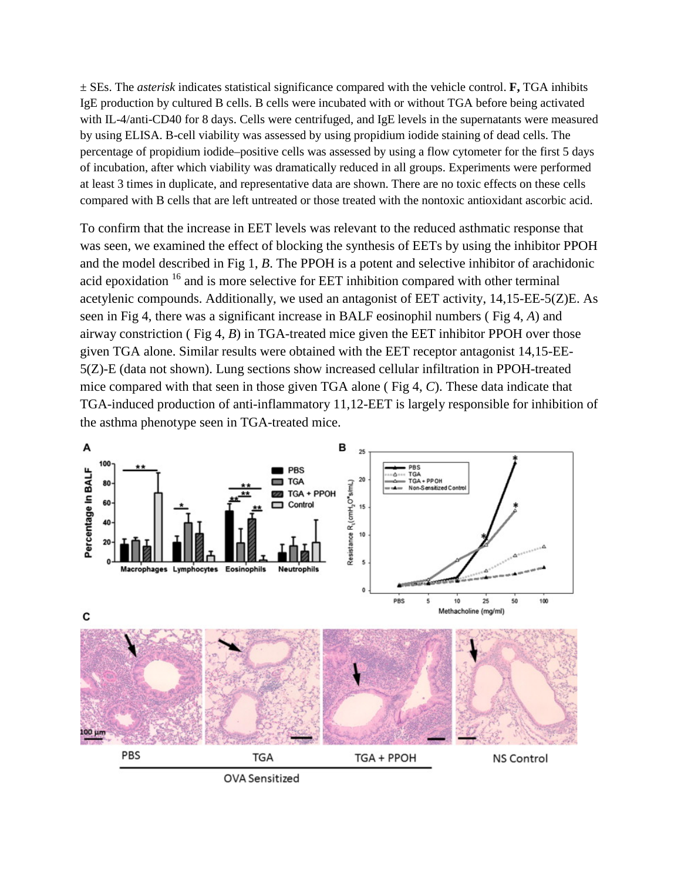± SEs. The *asterisk* indicates statistical significance compared with the vehicle control. **F,** TGA inhibits IgE production by cultured B cells. B cells were incubated with or without TGA before being activated with IL-4/anti-CD40 for 8 days. Cells were centrifuged, and IgE levels in the supernatants were measured by using ELISA. B-cell viability was assessed by using propidium iodide staining of dead cells. The percentage of propidium iodide–positive cells was assessed by using a flow cytometer for the first 5 days of incubation, after which viability was dramatically reduced in all groups. Experiments were performed at least 3 times in duplicate, and representative data are shown. There are no toxic effects on these cells compared with B cells that are left untreated or those treated with the nontoxic antioxidant ascorbic acid.

To confirm that the increase in EET levels was relevant to the reduced asthmatic response that was seen, we examined the effect of blocking the synthesis of EETs by using the inhibitor PPOH and the model described in Fig 1, *B*. The PPOH is a potent and selective inhibitor of arachidonic acid epoxidation [16] and is more selective for EET inhibition compared with other terminal acetylenic compounds. Additionally, we used an antagonist of EET activity, 14,15-EE-5(Z)E. As seen in Fig 4, there was a significant increase in BALF eosinophil numbers ( Fig 4, *A*) and airway constriction ( Fig 4, *B*) in TGA-treated mice given the EET inhibitor PPOH over those given TGA alone. Similar results were obtained with the EET receptor antagonist 14,15-EE-5(Z)-E (data not shown). Lung sections show increased cellular infiltration in PPOH-treated mice compared with that seen in those given TGA alone ( Fig 4, *C*). These data indicate that TGA-induced production of anti-inflammatory 11,12-EET is largely responsible for inhibition of the asthma phenotype seen in TGA-treated mice.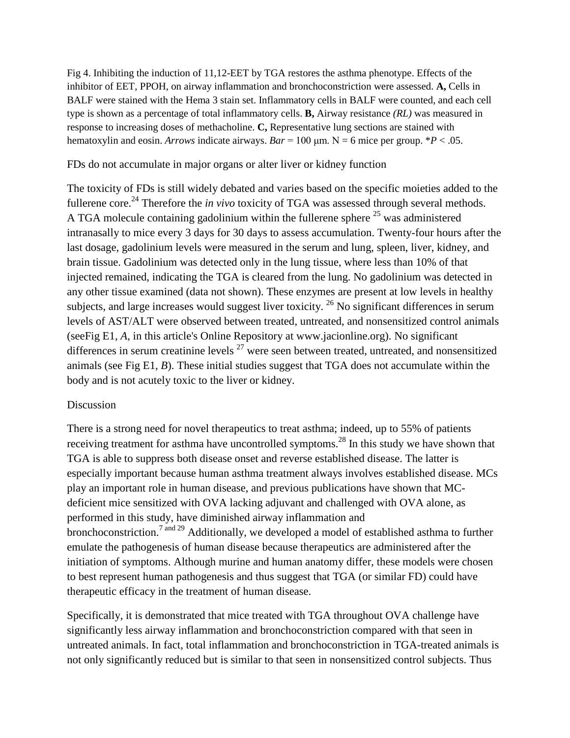Fig 4. Inhibiting the induction of 11,12-EET by TGA restores the asthma phenotype. Effects of the inhibitor of EET, PPOH, on airway inflammation and bronchoconstriction were assessed. **A,** Cells in BALF were stained with the Hema 3 stain set. Inflammatory cells in BALF were counted, and each cell type is shown as a percentage of total inflammatory cells. **B,** Airway resistance *(RL)* was measured in response to increasing doses of methacholine. **C,** Representative lung sections are stained with hematoxylin and eosin. *Arrows* indicate airways. *Bar* = 100 μm. N = 6 mice per group. *$P < .05$.

## FDs do not accumulate in major organs or alter liver or kidney function

The toxicity of FDs is still widely debated and varies based on the specific moieties added to the fullerene core.[24] Therefore the *in vivo* toxicity of TGA was assessed through several methods. A TGA molecule containing gadolinium within the fullerene sphere [25] was administered intranasally to mice every 3 days for 30 days to assess accumulation. Twenty-four hours after the last dosage, gadolinium levels were measured in the serum and lung, spleen, liver, kidney, and brain tissue. Gadolinium was detected only in the lung tissue, where less than 10% of that injected remained, indicating the TGA is cleared from the lung. No gadolinium was detected in any other tissue examined (data not shown). These enzymes are present at low levels in healthy subjects, and large increases would suggest liver toxicity. [26] No significant differences in serum levels of AST/ALT were observed between treated, untreated, and nonsensitized control animals (seeFig E1, *A*, in this article's Online Repository at www.jacionline.org). No significant differences in serum creatinine levels [27] were seen between treated, untreated, and nonsensitized animals (see Fig E1, *B*). These initial studies suggest that TGA does not accumulate within the body and is not acutely toxic to the liver or kidney.

## Discussion

There is a strong need for novel therapeutics to treat asthma; indeed, up to 55% of patients receiving treatment for asthma have uncontrolled symptoms.[28] In this study we have shown that TGA is able to suppress both disease onset and reverse established disease. The latter is especially important because human asthma treatment always involves established disease. MCs play an important role in human disease, and previous publications have shown that MC-deficient mice sensitized with OVA lacking adjuvant and challenged with OVA alone, as performed in this study, have diminished airway inflammation and bronchoconstriction.[7 and 29] Additionally, we developed a model of established asthma to further emulate the pathogenesis of human disease because therapeutics are administered after the initiation of symptoms. Although murine and human anatomy differ, these models were chosen to best represent human pathogenesis and thus suggest that TGA (or similar FD) could have therapeutic efficacy in the treatment of human disease.

Specifically, it is demonstrated that mice treated with TGA throughout OVA challenge have significantly less airway inflammation and bronchoconstriction compared with that seen in untreated animals. In fact, total inflammation and bronchoconstriction in TGA-treated animals is not only significantly reduced but is similar to that seen in nonsensitized control subjects. Thus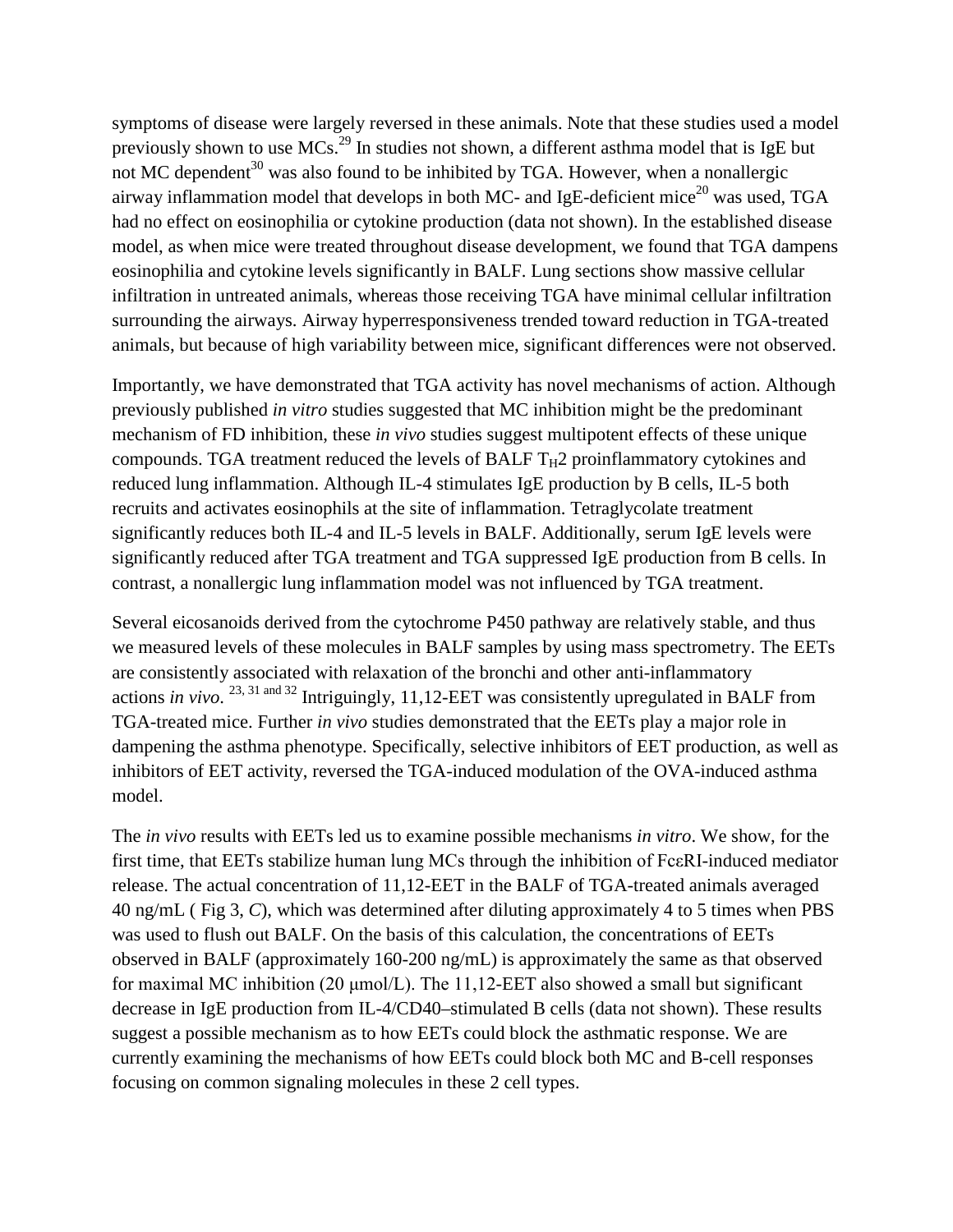symptoms of disease were largely reversed in these animals. Note that these studies used a model previously shown to use MCs.[29] In studies not shown, a different asthma model that is IgE but not MC dependent[30] was also found to be inhibited by TGA. However, when a nonallergic airway inflammation model that develops in both MC- and IgE-deficient mice[20] was used, TGA had no effect on eosinophilia or cytokine production (data not shown). In the established disease model, as when mice were treated throughout disease development, we found that TGA dampens eosinophilia and cytokine levels significantly in BALF. Lung sections show massive cellular infiltration in untreated animals, whereas those receiving TGA have minimal cellular infiltration surrounding the airways. Airway hyperresponsiveness trended toward reduction in TGA-treated animals, but because of high variability between mice, significant differences were not observed.

Importantly, we have demonstrated that TGA activity has novel mechanisms of action. Although previously published *in vitro* studies suggested that MC inhibition might be the predominant mechanism of FD inhibition, these *in vivo* studies suggest multipotent effects of these unique compounds. TGA treatment reduced the levels of BALF $T_H2$ proinflammatory cytokines and reduced lung inflammation. Although IL-4 stimulates IgE production by B cells, IL-5 both recruits and activates eosinophils at the site of inflammation. Tetraglycolate treatment significantly reduces both IL-4 and IL-5 levels in BALF. Additionally, serum IgE levels were significantly reduced after TGA treatment and TGA suppressed IgE production from B cells. In contrast, a nonallergic lung inflammation model was not influenced by TGA treatment.

Several eicosanoids derived from the cytochrome P450 pathway are relatively stable, and thus we measured levels of these molecules in BALF samples by using mass spectrometry. The EETs are consistently associated with relaxation of the bronchi and other anti-inflammatory actions *in vivo*.[23, 31 and 32] Intriguingly, 11,12-EET was consistently upregulated in BALF from TGA-treated mice. Further *in vivo* studies demonstrated that the EETs play a major role in dampening the asthma phenotype. Specifically, selective inhibitors of EET production, as well as inhibitors of EET activity, reversed the TGA-induced modulation of the OVA-induced asthma model.

The *in vivo* results with EETs led us to examine possible mechanisms *in vitro*. We show, for the first time, that EETs stabilize human lung MCs through the inhibition of FcεRI-induced mediator release. The actual concentration of 11,12-EET in the BALF of TGA-treated animals averaged 40 ng/mL ( Fig 3, *C*), which was determined after diluting approximately 4 to 5 times when PBS was used to flush out BALF. On the basis of this calculation, the concentrations of EETs observed in BALF (approximately 160-200 ng/mL) is approximately the same as that observed for maximal MC inhibition (20 μmol/L). The 11,12-EET also showed a small but significant decrease in IgE production from IL-4/CD40–stimulated B cells (data not shown). These results suggest a possible mechanism as to how EETs could block the asthmatic response. We are currently examining the mechanisms of how EETs could block both MC and B-cell responses focusing on common signaling molecules in these 2 cell types.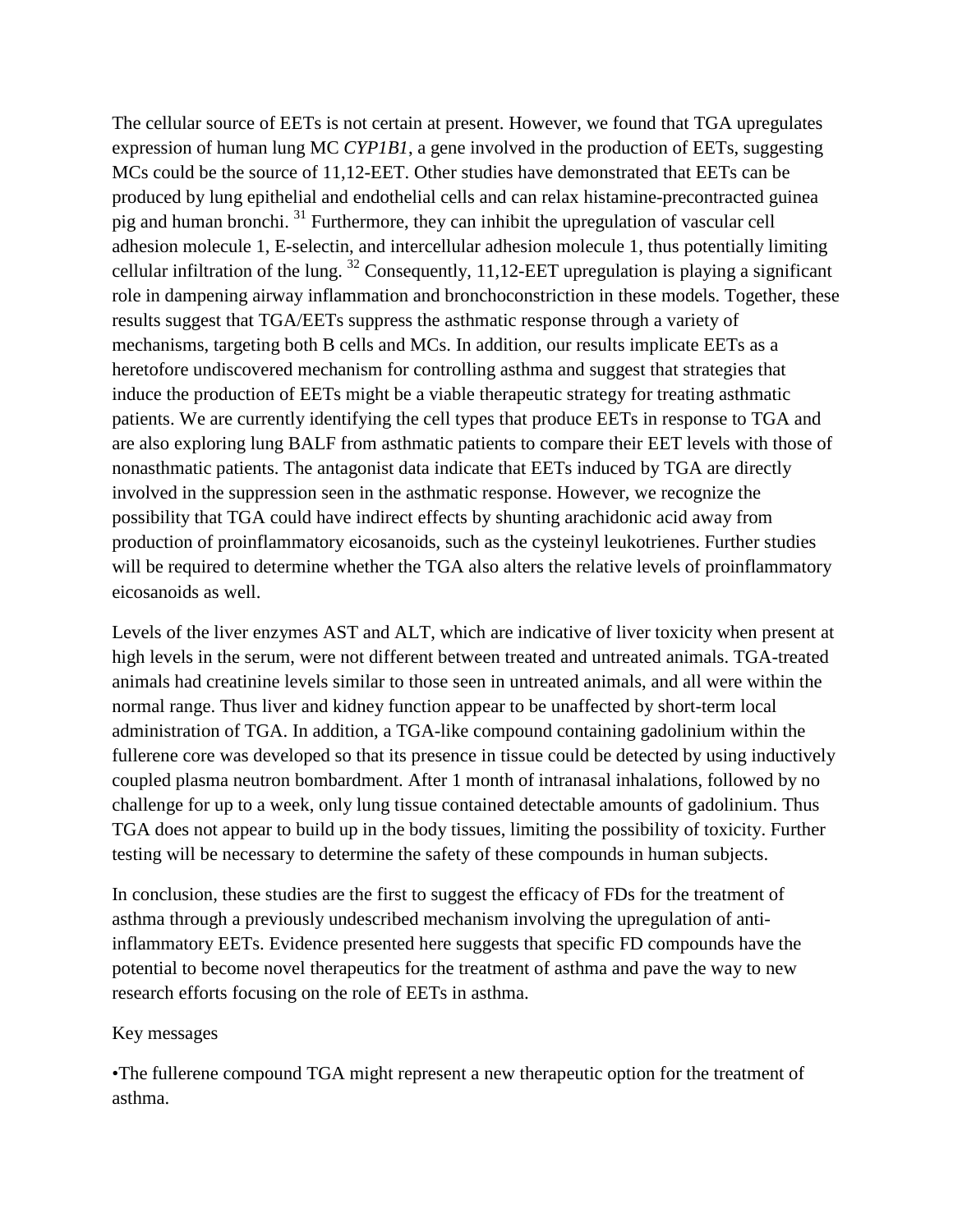The cellular source of EETs is not certain at present. However, we found that TGA upregulates expression of human lung MC *CYP1B1*, a gene involved in the production of EETs, suggesting MCs could be the source of 11,12-EET. Other studies have demonstrated that EETs can be produced by lung epithelial and endothelial cells and can relax histamine-precontracted guinea pig and human bronchi.[31] Furthermore, they can inhibit the upregulation of vascular cell adhesion molecule 1, E-selectin, and intercellular adhesion molecule 1, thus potentially limiting cellular infiltration of the lung.[32] Consequently, 11,12-EET upregulation is playing a significant role in dampening airway inflammation and bronchoconstriction in these models. Together, these results suggest that TGA/EETs suppress the asthmatic response through a variety of mechanisms, targeting both B cells and MCs. In addition, our results implicate EETs as a heretofore undiscovered mechanism for controlling asthma and suggest that strategies that induce the production of EETs might be a viable therapeutic strategy for treating asthmatic patients. We are currently identifying the cell types that produce EETs in response to TGA and are also exploring lung BALF from asthmatic patients to compare their EET levels with those of nonasthmatic patients. The antagonist data indicate that EETs induced by TGA are directly involved in the suppression seen in the asthmatic response. However, we recognize the possibility that TGA could have indirect effects by shunting arachidonic acid away from production of proinflammatory eicosanoids, such as the cysteinyl leukotrienes. Further studies will be required to determine whether the TGA also alters the relative levels of proinflammatory eicosanoids as well.

Levels of the liver enzymes AST and ALT, which are indicative of liver toxicity when present at high levels in the serum, were not different between treated and untreated animals. TGA-treated animals had creatinine levels similar to those seen in untreated animals, and all were within the normal range. Thus liver and kidney function appear to be unaffected by short-term local administration of TGA. In addition, a TGA-like compound containing gadolinium within the fullerene core was developed so that its presence in tissue could be detected by using inductively coupled plasma neutron bombardment. After 1 month of intranasal inhalations, followed by no challenge for up to a week, only lung tissue contained detectable amounts of gadolinium. Thus TGA does not appear to build up in the body tissues, limiting the possibility of toxicity. Further testing will be necessary to determine the safety of these compounds in human subjects.

In conclusion, these studies are the first to suggest the efficacy of FDs for the treatment of asthma through a previously undescribed mechanism involving the upregulation of anti-inflammatory EETs. Evidence presented here suggests that specific FD compounds have the potential to become novel therapeutics for the treatment of asthma and pave the way to new research efforts focusing on the role of EETs in asthma.

Key messages

•The fullerene compound TGA might represent a new therapeutic option for the treatment of asthma.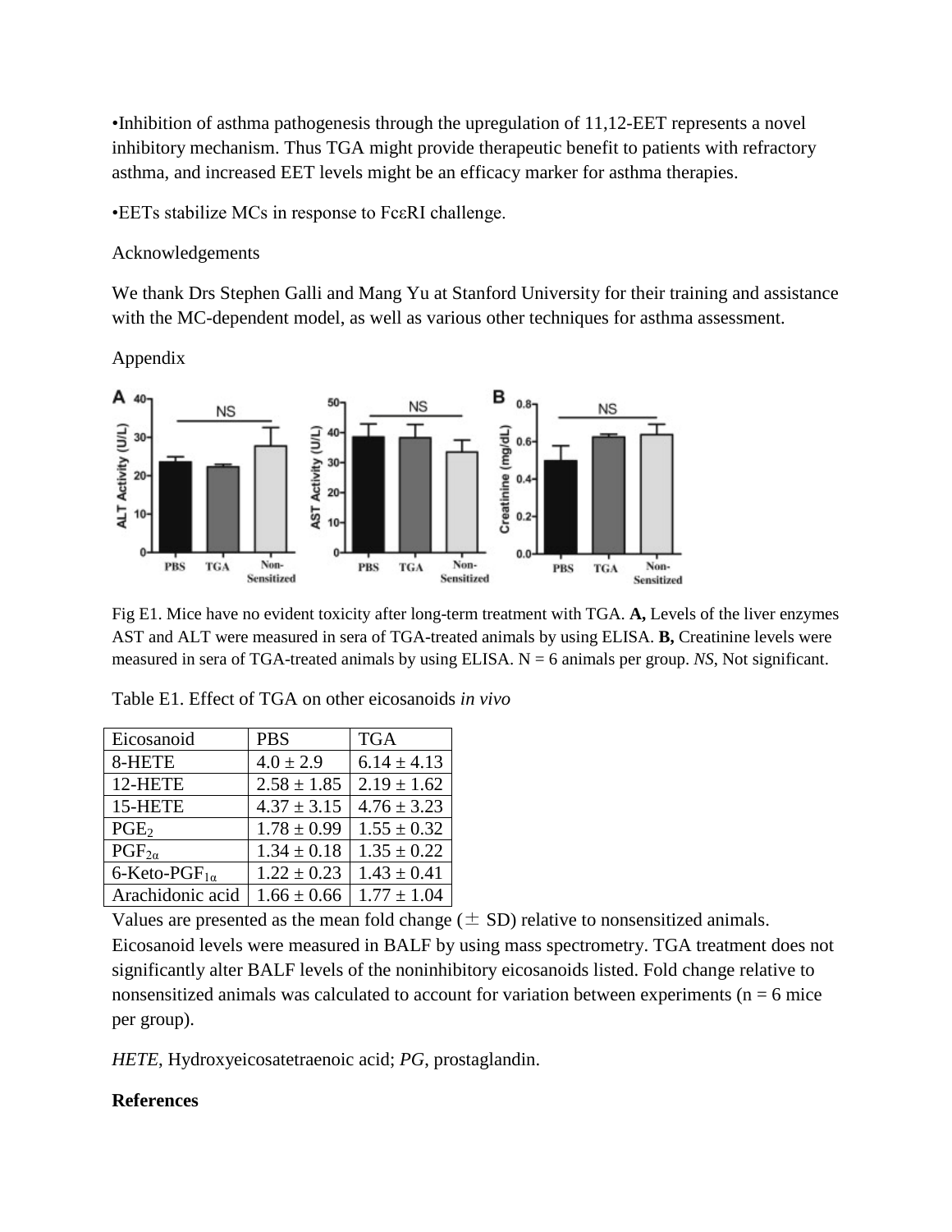•Inhibition of asthma pathogenesis through the upregulation of 11,12-EET represents a novel inhibitory mechanism. Thus TGA might provide therapeutic benefit to patients with refractory asthma, and increased EET levels might be an efficacy marker for asthma therapies.

•EETs stabilize MCs in response to FcεRI challenge.

Acknowledgements

We thank Drs Stephen Galli and Mang Yu at Stanford University for their training and assistance with the MC-dependent model, as well as various other techniques for asthma assessment.

Appendix

Fig E1. Mice have no evident toxicity after long-term treatment with TGA. **A,** Levels of the liver enzymes AST and ALT were measured in sera of TGA-treated animals by using ELISA. **B,** Creatinine levels were measured in sera of TGA-treated animals by using ELISA. N = 6 animals per group. *NS*, Not significant.

Table E1. Effect of TGA on other eicosanoids *in vivo*

| Eicosanoid | PBS | TGA |
|---|---|---|
| 8-HETE | 4.0 ± 2.9 | 6.14 ± 4.13 |
| 12-HETE | 2.58 ± 1.85 | 2.19 ± 1.62 |
| 15-HETE | 4.37 ± 3.15 | 4.76 ± 3.23 |
| $PGE_2$ | 1.78 ± 0.99 | 1.55 ± 0.32 |
| $PGF_{2\alpha}$ | 1.34 ± 0.18 | 1.35 ± 0.22 |
| 6-Keto-$PGF_{1\alpha}$ | 1.22 ± 0.23 | 1.43 ± 0.41 |
| Arachidonic acid | 1.66 ± 0.66 | 1.77 ± 1.04 |

Values are presented as the mean fold change (± SD) relative to nonsensitized animals. Eicosanoid levels were measured in BALF by using mass spectrometry. TGA treatment does not significantly alter BALF levels of the noninhibitory eicosanoids listed. Fold change relative to nonsensitized animals was calculated to account for variation between experiments (n = 6 mice per group).

*HETE*, Hydroxyeicosatetraenoic acid; *PG*, prostaglandin.

**References**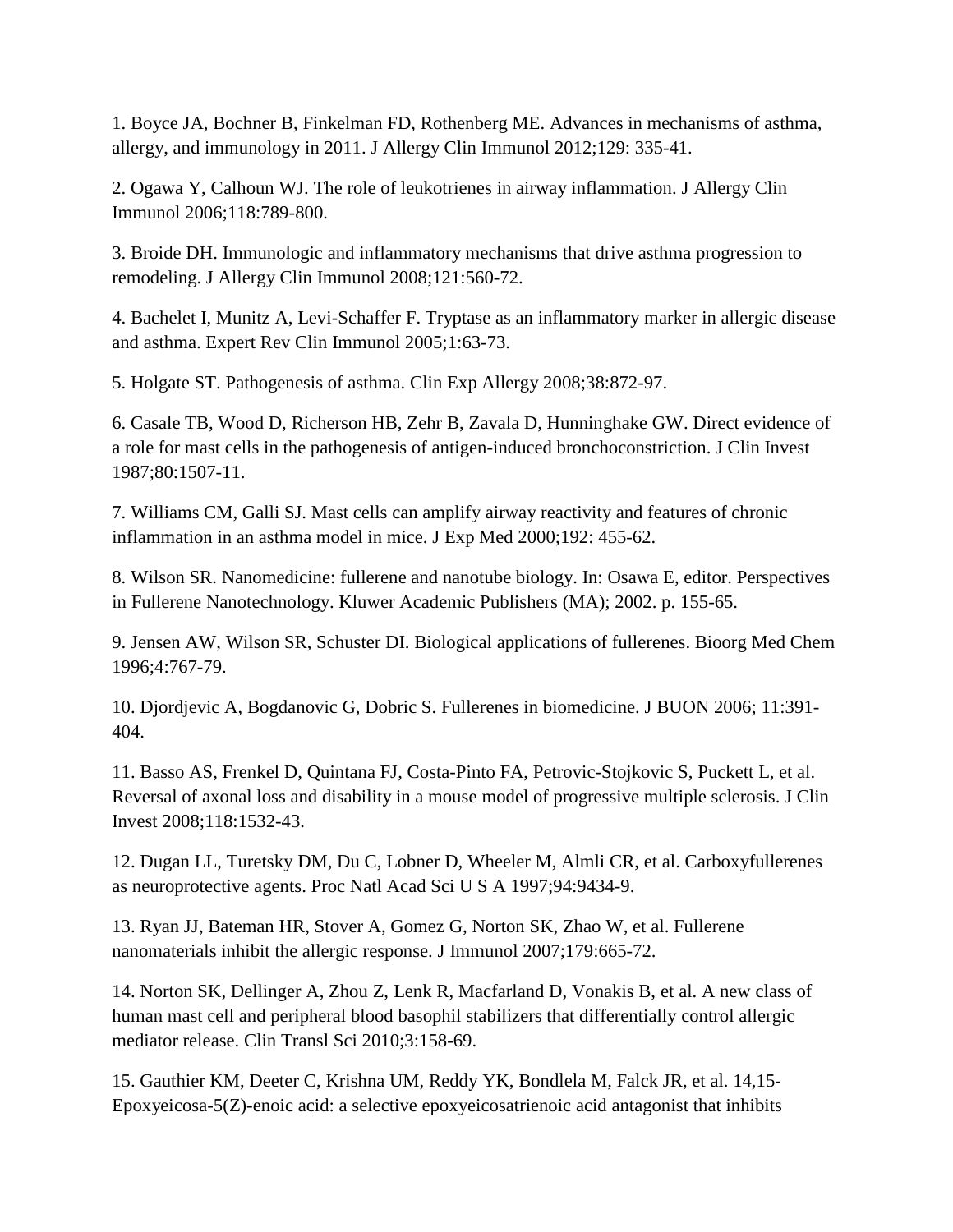1. Boyce JA, Bochner B, Finkelman FD, Rothenberg ME. Advances in mechanisms of asthma, allergy, and immunology in 2011. J Allergy Clin Immunol 2012;129: 335-41.

2. Ogawa Y, Calhoun WJ. The role of leukotrienes in airway inflammation. J Allergy Clin Immunol 2006;118:789-800.

3. Broide DH. Immunologic and inflammatory mechanisms that drive asthma progression to remodeling. J Allergy Clin Immunol 2008;121:560-72.

4. Bachelet I, Munitz A, Levi-Schaffer F. Tryptase as an inflammatory marker in allergic disease and asthma. Expert Rev Clin Immunol 2005;1:63-73.

5. Holgate ST. Pathogenesis of asthma. Clin Exp Allergy 2008;38:872-97.

6. Casale TB, Wood D, Richerson HB, Zehr B, Zavala D, Hunninghake GW. Direct evidence of a role for mast cells in the pathogenesis of antigen-induced bronchoconstriction. J Clin Invest 1987;80:1507-11.

7. Williams CM, Galli SJ. Mast cells can amplify airway reactivity and features of chronic inflammation in an asthma model in mice. J Exp Med 2000;192: 455-62.

8. Wilson SR. Nanomedicine: fullerene and nanotube biology. In: Osawa E, editor. Perspectives in Fullerene Nanotechnology. Kluwer Academic Publishers (MA); 2002. p. 155-65.

9. Jensen AW, Wilson SR, Schuster DI. Biological applications of fullerenes. Bioorg Med Chem 1996;4:767-79.

10. Djordjevic A, Bogdanovic G, Dobric S. Fullerenes in biomedicine. J BUON 2006; 11:391-404.

11. Basso AS, Frenkel D, Quintana FJ, Costa-Pinto FA, Petrovic-Stojkovic S, Puckett L, et al. Reversal of axonal loss and disability in a mouse model of progressive multiple sclerosis. J Clin Invest 2008;118:1532-43.

12. Dugan LL, Turetsky DM, Du C, Lobner D, Wheeler M, Almli CR, et al. Carboxyfullerenes as neuroprotective agents. Proc Natl Acad Sci U S A 1997;94:9434-9.

13. Ryan JJ, Bateman HR, Stover A, Gomez G, Norton SK, Zhao W, et al. Fullerene nanomaterials inhibit the allergic response. J Immunol 2007;179:665-72.

14. Norton SK, Dellinger A, Zhou Z, Lenk R, Macfarland D, Vonakis B, et al. A new class of human mast cell and peripheral blood basophil stabilizers that differentially control allergic mediator release. Clin Transl Sci 2010;3:158-69.

15. Gauthier KM, Deeter C, Krishna UM, Reddy YK, Bondlela M, Falck JR, et al. 14,15-Epoxyeicosa-5(Z)-enoic acid: a selective epoxyeicosatrienoic acid antagonist that inhibits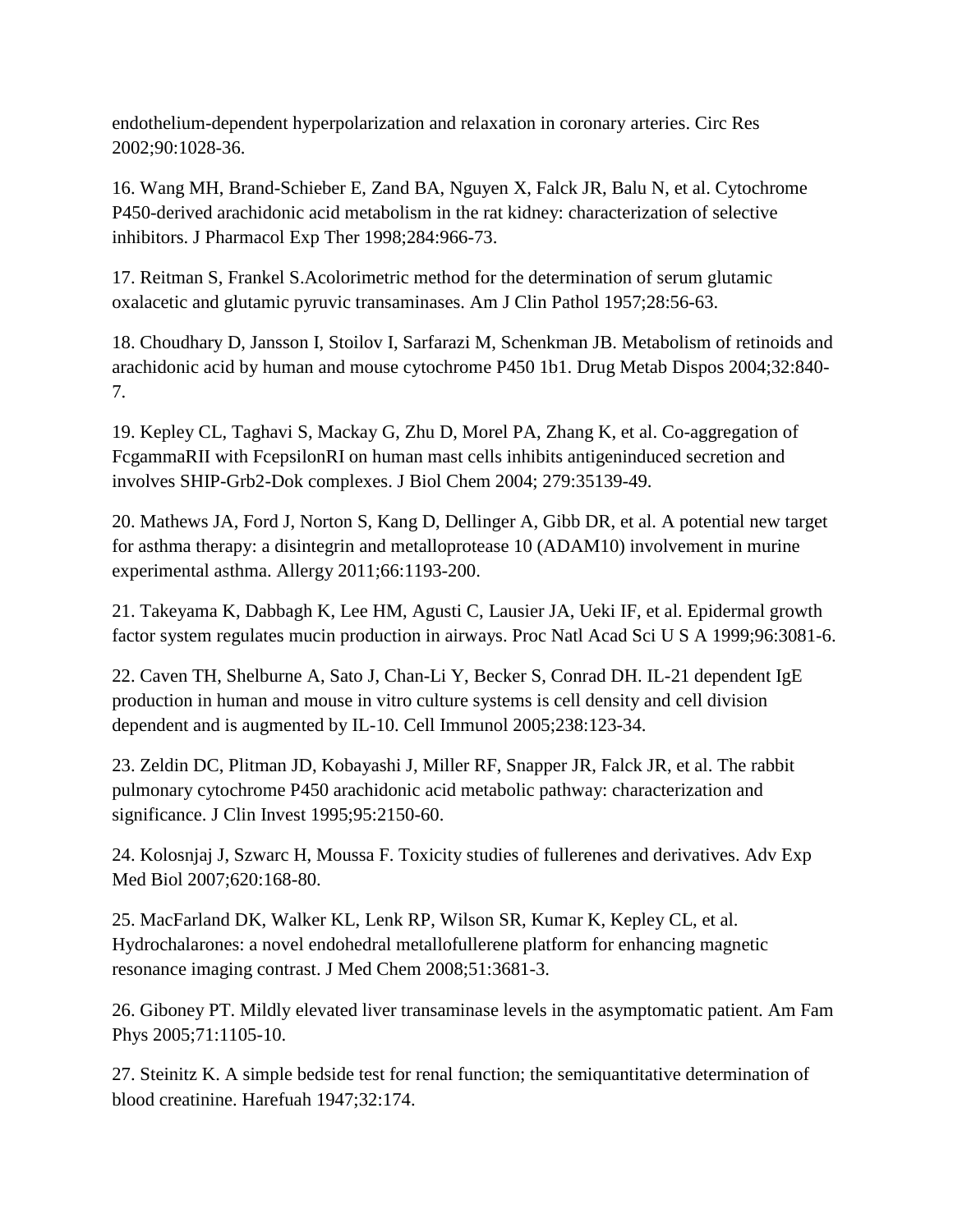endothelium-dependent hyperpolarization and relaxation in coronary arteries. Circ Res 2002;90:1028-36.

16. Wang MH, Brand-Schieber E, Zand BA, Nguyen X, Falck JR, Balu N, et al. Cytochrome P450-derived arachidonic acid metabolism in the rat kidney: characterization of selective inhibitors. J Pharmacol Exp Ther 1998;284:966-73.

17. Reitman S, Frankel S.Acolorimetric method for the determination of serum glutamic oxalacetic and glutamic pyruvic transaminases. Am J Clin Pathol 1957;28:56-63.

18. Choudhary D, Jansson I, Stoilov I, Sarfarazi M, Schenkman JB. Metabolism of retinoids and arachidonic acid by human and mouse cytochrome P450 1b1. Drug Metab Dispos 2004;32:840-7.

19. Kepley CL, Taghavi S, Mackay G, Zhu D, Morel PA, Zhang K, et al. Co-aggregation of FcgammaRII with FcepsilonRI on human mast cells inhibits antigeninduced secretion and involves SHIP-Grb2-Dok complexes. J Biol Chem 2004; 279:35139-49.

20. Mathews JA, Ford J, Norton S, Kang D, Dellinger A, Gibb DR, et al. A potential new target for asthma therapy: a disintegrin and metalloprotease 10 (ADAM10) involvement in murine experimental asthma. Allergy 2011;66:1193-200.

21. Takeyama K, Dabbagh K, Lee HM, Agusti C, Lausier JA, Ueki IF, et al. Epidermal growth factor system regulates mucin production in airways. Proc Natl Acad Sci U S A 1999;96:3081-6.

22. Caven TH, Shelburne A, Sato J, Chan-Li Y, Becker S, Conrad DH. IL-21 dependent IgE production in human and mouse in vitro culture systems is cell density and cell division dependent and is augmented by IL-10. Cell Immunol 2005;238:123-34.

23. Zeldin DC, Plitman JD, Kobayashi J, Miller RF, Snapper JR, Falck JR, et al. The rabbit pulmonary cytochrome P450 arachidonic acid metabolic pathway: characterization and significance. J Clin Invest 1995;95:2150-60.

24. Kolosnjaj J, Szwarc H, Moussa F. Toxicity studies of fullerenes and derivatives. Adv Exp Med Biol 2007;620:168-80.

25. MacFarland DK, Walker KL, Lenk RP, Wilson SR, Kumar K, Kepley CL, et al. Hydrochalarones: a novel endohedral metallofullerene platform for enhancing magnetic resonance imaging contrast. J Med Chem 2008;51:3681-3.

26. Giboney PT. Mildly elevated liver transaminase levels in the asymptomatic patient. Am Fam Phys 2005;71:1105-10.

27. Steinitz K. A simple bedside test for renal function; the semiquantitative determination of blood creatinine. Harefuah 1947;32:174.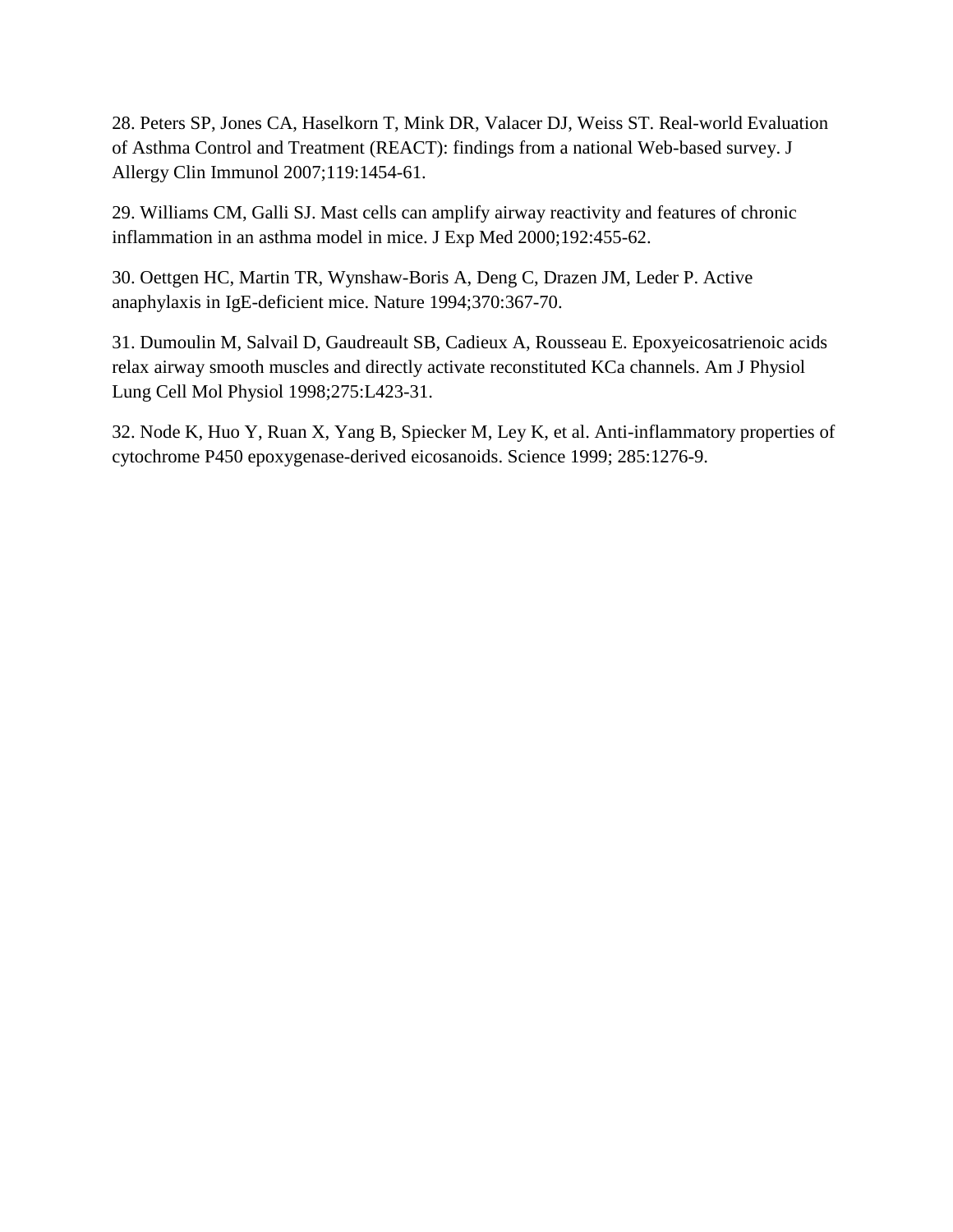28. Peters SP, Jones CA, Haselkorn T, Mink DR, Valacer DJ, Weiss ST. Real-world Evaluation of Asthma Control and Treatment (REACT): findings from a national Web-based survey. J Allergy Clin Immunol 2007;119:1454-61.

29. Williams CM, Galli SJ. Mast cells can amplify airway reactivity and features of chronic inflammation in an asthma model in mice. J Exp Med 2000;192:455-62.

30. Oettgen HC, Martin TR, Wynshaw-Boris A, Deng C, Drazen JM, Leder P. Active anaphylaxis in IgE-deficient mice. Nature 1994;370:367-70.

31. Dumoulin M, Salvail D, Gaudreault SB, Cadieux A, Rousseau E. Epoxyeicosatrienoic acids relax airway smooth muscles and directly activate reconstituted KCa channels. Am J Physiol Lung Cell Mol Physiol 1998;275:L423-31.

32. Node K, Huo Y, Ruan X, Yang B, Spiecker M, Ley K, et al. Anti-inflammatory properties of cytochrome P450 epoxygenase-derived eicosanoids. Science 1999; 285:1276-9.